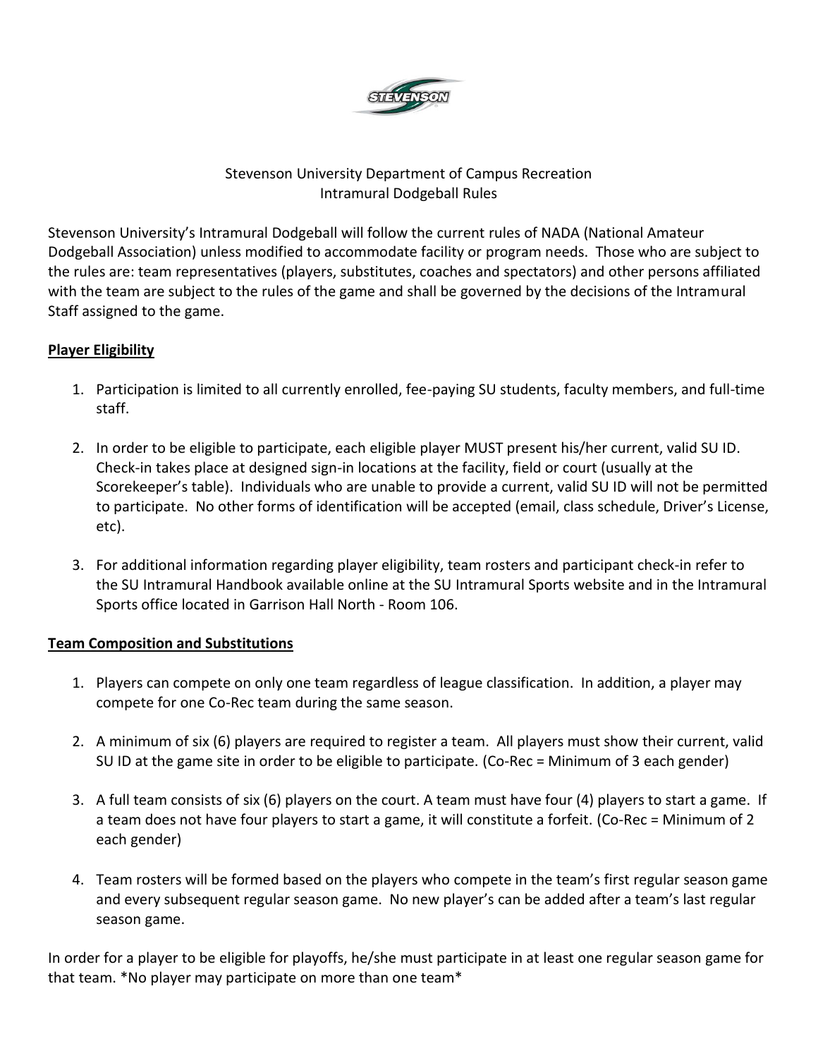Stevenson University Department of Campus Recreation
Intramural Dodgeball Rules

Stevenson University's Intramural Dodgeball will follow the current rules of NADA (National Amateur Dodgeball Association) unless modified to accommodate facility or program needs. Those who are subject to the rules are: team representatives (players, substitutes, coaches and spectators) and other persons affiliated with the team are subject to the rules of the game and shall be governed by the decisions of the Intramural Staff assigned to the game.

## Player Eligibility

1. Participation is limited to all currently enrolled, fee-paying SU students, faculty members, and full-time staff.

2. In order to be eligible to participate, each eligible player MUST present his/her current, valid SU ID. Check-in takes place at designed sign-in locations at the facility, field or court (usually at the Scorekeeper's table). Individuals who are unable to provide a current, valid SU ID will not be permitted to participate. No other forms of identification will be accepted (email, class schedule, Driver's License, etc).

3. For additional information regarding player eligibility, team rosters and participant check-in refer to the SU Intramural Handbook available online at the SU Intramural Sports website and in the Intramural Sports office located in Garrison Hall North - Room 106.

## Team Composition and Substitutions

1. Players can compete on only one team regardless of league classification. In addition, a player may compete for one Co-Rec team during the same season.

2. A minimum of six (6) players are required to register a team. All players must show their current, valid SU ID at the game site in order to be eligible to participate. (Co-Rec = Minimum of 3 each gender)

3. A full team consists of six (6) players on the court. A team must have four (4) players to start a game. If a team does not have four players to start a game, it will constitute a forfeit. (Co-Rec = Minimum of 2 each gender)

4. Team rosters will be formed based on the players who compete in the team's first regular season game and every subsequent regular season game. No new player's can be added after a team's last regular season game.

In order for a player to be eligible for playoffs, he/she must participate in at least one regular season game for that team. *No player may participate on more than one team*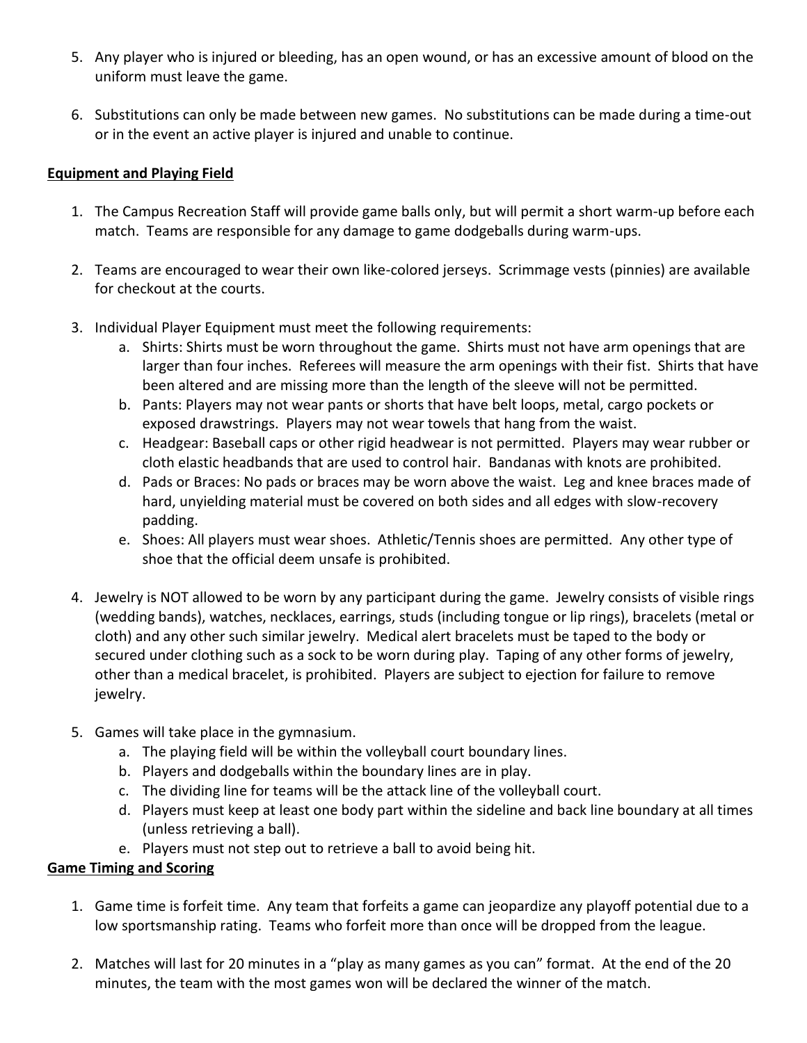5. Any player who is injured or bleeding, has an open wound, or has an excessive amount of blood on the uniform must leave the game.

6. Substitutions can only be made between new games. No substitutions can be made during a time-out or in the event an active player is injured and unable to continue.

**Equipment and Playing Field**

1. The Campus Recreation Staff will provide game balls only, but will permit a short warm-up before each match. Teams are responsible for any damage to game dodgeballs during warm-ups.

2. Teams are encouraged to wear their own like-colored jerseys. Scrimmage vests (pinnies) are available for checkout at the courts.

3. Individual Player Equipment must meet the following requirements:
   a. Shirts: Shirts must be worn throughout the game. Shirts must not have arm openings that are larger than four inches. Referees will measure the arm openings with their fist. Shirts that have been altered and are missing more than the length of the sleeve will not be permitted.
   b. Pants: Players may not wear pants or shorts that have belt loops, metal, cargo pockets or exposed drawstrings. Players may not wear towels that hang from the waist.
   c. Headgear: Baseball caps or other rigid headwear is not permitted. Players may wear rubber or cloth elastic headbands that are used to control hair. Bandanas with knots are prohibited.
   d. Pads or Braces: No pads or braces may be worn above the waist. Leg and knee braces made of hard, unyielding material must be covered on both sides and all edges with slow-recovery padding.
   e. Shoes: All players must wear shoes. Athletic/Tennis shoes are permitted. Any other type of shoe that the official deem unsafe is prohibited.

4. Jewelry is NOT allowed to be worn by any participant during the game. Jewelry consists of visible rings (wedding bands), watches, necklaces, earrings, studs (including tongue or lip rings), bracelets (metal or cloth) and any other such similar jewelry. Medical alert bracelets must be taped to the body or secured under clothing such as a sock to be worn during play. Taping of any other forms of jewelry, other than a medical bracelet, is prohibited. Players are subject to ejection for failure to remove jewelry.

5. Games will take place in the gymnasium.
   a. The playing field will be within the volleyball court boundary lines.
   b. Players and dodgeballs within the boundary lines are in play.
   c. The dividing line for teams will be the attack line of the volleyball court.
   d. Players must keep at least one body part within the sideline and back line boundary at all times (unless retrieving a ball).
   e. Players must not step out to retrieve a ball to avoid being hit.

**Game Timing and Scoring**

1. Game time is forfeit time. Any team that forfeits a game can jeopardize any playoff potential due to a low sportsmanship rating. Teams who forfeit more than once will be dropped from the league.

2. Matches will last for 20 minutes in a "play as many games as you can" format. At the end of the 20 minutes, the team with the most games won will be declared the winner of the match.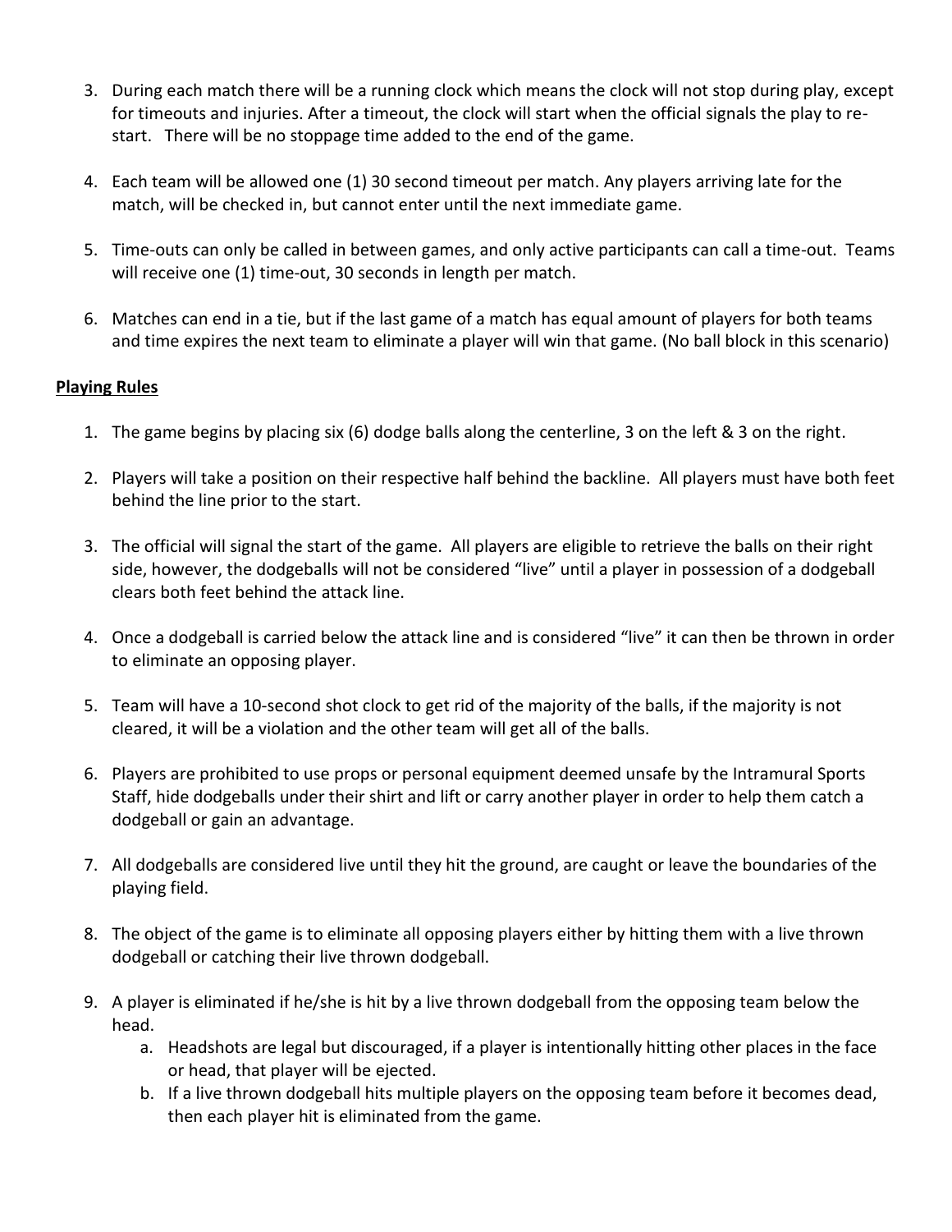3. During each match there will be a running clock which means the clock will not stop during play, except for timeouts and injuries. After a timeout, the clock will start when the official signals the play to re-start. There will be no stoppage time added to the end of the game.

4. Each team will be allowed one (1) 30 second timeout per match. Any players arriving late for the match, will be checked in, but cannot enter until the next immediate game.

5. Time-outs can only be called in between games, and only active participants can call a time-out. Teams will receive one (1) time-out, 30 seconds in length per match.

6. Matches can end in a tie, but if the last game of a match has equal amount of players for both teams and time expires the next team to eliminate a player will win that game. (No ball block in this scenario)

**Playing Rules**

1. The game begins by placing six (6) dodge balls along the centerline, 3 on the left & 3 on the right.

2. Players will take a position on their respective half behind the backline. All players must have both feet behind the line prior to the start.

3. The official will signal the start of the game. All players are eligible to retrieve the balls on their right side, however, the dodgeballs will not be considered "live" until a player in possession of a dodgeball clears both feet behind the attack line.

4. Once a dodgeball is carried below the attack line and is considered "live" it can then be thrown in order to eliminate an opposing player.

5. Team will have a 10-second shot clock to get rid of the majority of the balls, if the majority is not cleared, it will be a violation and the other team will get all of the balls.

6. Players are prohibited to use props or personal equipment deemed unsafe by the Intramural Sports Staff, hide dodgeballs under their shirt and lift or carry another player in order to help them catch a dodgeball or gain an advantage.

7. All dodgeballs are considered live until they hit the ground, are caught or leave the boundaries of the playing field.

8. The object of the game is to eliminate all opposing players either by hitting them with a live thrown dodgeball or catching their live thrown dodgeball.

9. A player is eliminated if he/she is hit by a live thrown dodgeball from the opposing team below the head.
   a. Headshots are legal but discouraged, if a player is intentionally hitting other places in the face or head, that player will be ejected.
   b. If a live thrown dodgeball hits multiple players on the opposing team before it becomes dead, then each player hit is eliminated from the game.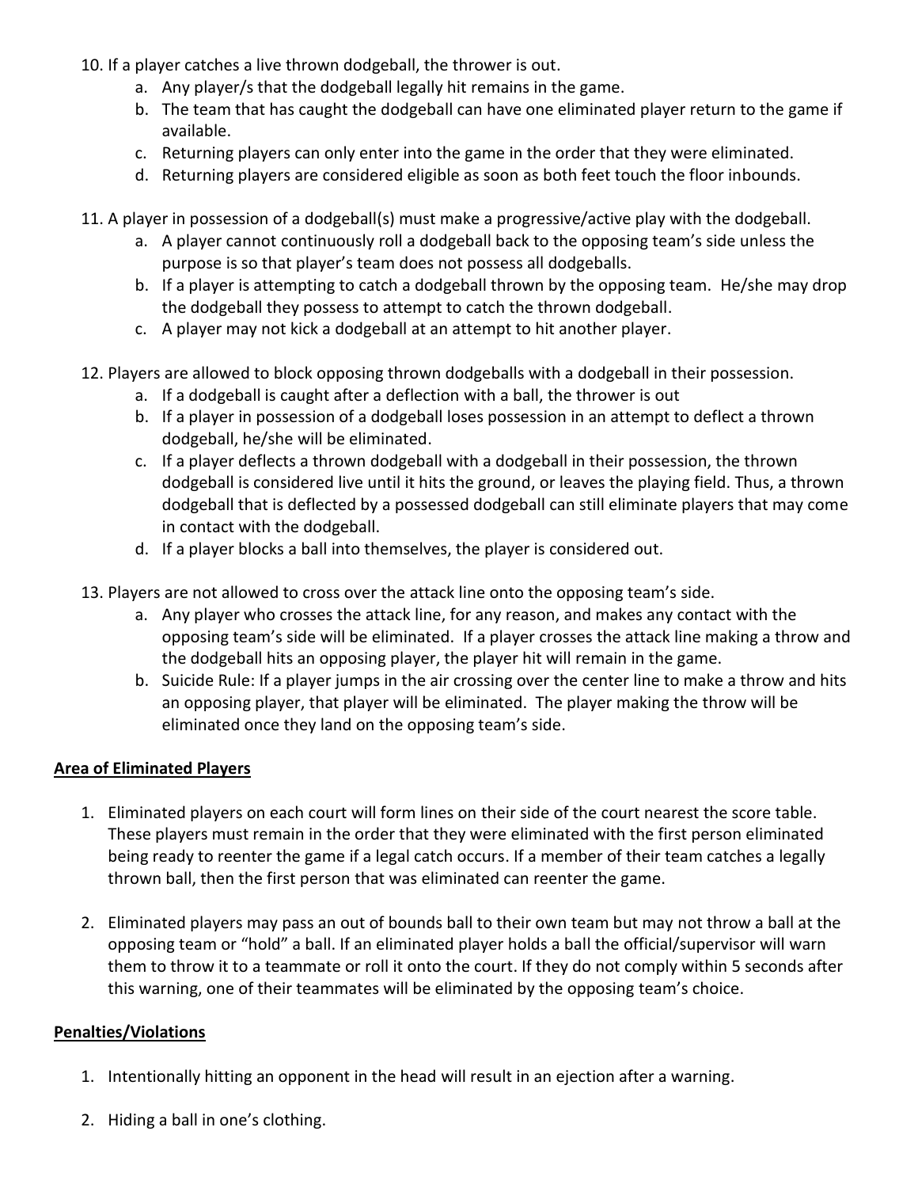10. If a player catches a live thrown dodgeball, the thrower is out.
    a. Any player/s that the dodgeball legally hit remains in the game.
    b. The team that has caught the dodgeball can have one eliminated player return to the game if available.
    c. Returning players can only enter into the game in the order that they were eliminated.
    d. Returning players are considered eligible as soon as both feet touch the floor inbounds.

11. A player in possession of a dodgeball(s) must make a progressive/active play with the dodgeball.
    a. A player cannot continuously roll a dodgeball back to the opposing team's side unless the purpose is so that player's team does not possess all dodgeballs.
    b. If a player is attempting to catch a dodgeball thrown by the opposing team. He/she may drop the dodgeball they possess to attempt to catch the thrown dodgeball.
    c. A player may not kick a dodgeball at an attempt to hit another player.

12. Players are allowed to block opposing thrown dodgeballs with a dodgeball in their possession.
    a. If a dodgeball is caught after a deflection with a ball, the thrower is out
    b. If a player in possession of a dodgeball loses possession in an attempt to deflect a thrown dodgeball, he/she will be eliminated.
    c. If a player deflects a thrown dodgeball with a dodgeball in their possession, the thrown dodgeball is considered live until it hits the ground, or leaves the playing field. Thus, a thrown dodgeball that is deflected by a possessed dodgeball can still eliminate players that may come in contact with the dodgeball.
    d. If a player blocks a ball into themselves, the player is considered out.

13. Players are not allowed to cross over the attack line onto the opposing team's side.
    a. Any player who crosses the attack line, for any reason, and makes any contact with the opposing team's side will be eliminated. If a player crosses the attack line making a throw and the dodgeball hits an opposing player, the player hit will remain in the game.
    b. Suicide Rule: If a player jumps in the air crossing over the center line to make a throw and hits an opposing player, that player will be eliminated. The player making the throw will be eliminated once they land on the opposing team's side.

## Area of Eliminated Players

1. Eliminated players on each court will form lines on their side of the court nearest the score table. These players must remain in the order that they were eliminated with the first person eliminated being ready to reenter the game if a legal catch occurs. If a member of their team catches a legally thrown ball, then the first person that was eliminated can reenter the game.

2. Eliminated players may pass an out of bounds ball to their own team but may not throw a ball at the opposing team or "hold" a ball. If an eliminated player holds a ball the official/supervisor will warn them to throw it to a teammate or roll it onto the court. If they do not comply within 5 seconds after this warning, one of their teammates will be eliminated by the opposing team's choice.

## Penalties/Violations

1. Intentionally hitting an opponent in the head will result in an ejection after a warning.

2. Hiding a ball in one's clothing.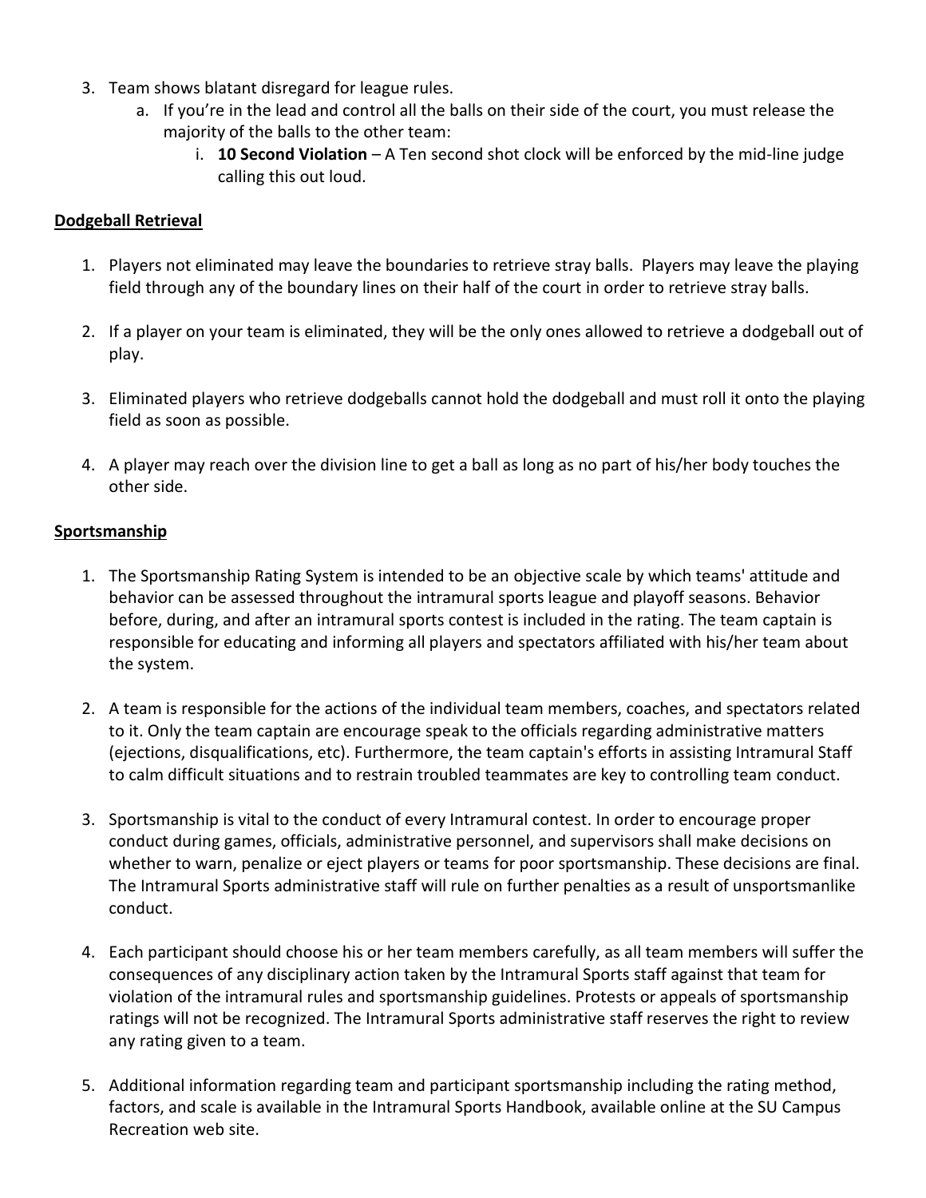3. Team shows blatant disregard for league rules.
    a. If you're in the lead and control all the balls on their side of the court, you must release the majority of the balls to the other team:
        i. **10 Second Violation** – A Ten second shot clock will be enforced by the mid-line judge calling this out loud.

**Dodgeball Retrieval**

1. Players not eliminated may leave the boundaries to retrieve stray balls. Players may leave the playing field through any of the boundary lines on their half of the court in order to retrieve stray balls.

2. If a player on your team is eliminated, they will be the only ones allowed to retrieve a dodgeball out of play.

3. Eliminated players who retrieve dodgeballs cannot hold the dodgeball and must roll it onto the playing field as soon as possible.

4. A player may reach over the division line to get a ball as long as no part of his/her body touches the other side.

**Sportsmanship**

1. The Sportsmanship Rating System is intended to be an objective scale by which teams' attitude and behavior can be assessed throughout the intramural sports league and playoff seasons. Behavior before, during, and after an intramural sports contest is included in the rating. The team captain is responsible for educating and informing all players and spectators affiliated with his/her team about the system.

2. A team is responsible for the actions of the individual team members, coaches, and spectators related to it. Only the team captain are encourage speak to the officials regarding administrative matters (ejections, disqualifications, etc). Furthermore, the team captain's efforts in assisting Intramural Staff to calm difficult situations and to restrain troubled teammates are key to controlling team conduct.

3. Sportsmanship is vital to the conduct of every Intramural contest. In order to encourage proper conduct during games, officials, administrative personnel, and supervisors shall make decisions on whether to warn, penalize or eject players or teams for poor sportsmanship. These decisions are final. The Intramural Sports administrative staff will rule on further penalties as a result of unsportsmanlike conduct.

4. Each participant should choose his or her team members carefully, as all team members will suffer the consequences of any disciplinary action taken by the Intramural Sports staff against that team for violation of the intramural rules and sportsmanship guidelines. Protests or appeals of sportsmanship ratings will not be recognized. The Intramural Sports administrative staff reserves the right to review any rating given to a team.

5. Additional information regarding team and participant sportsmanship including the rating method, factors, and scale is available in the Intramural Sports Handbook, available online at the SU Campus Recreation web site.